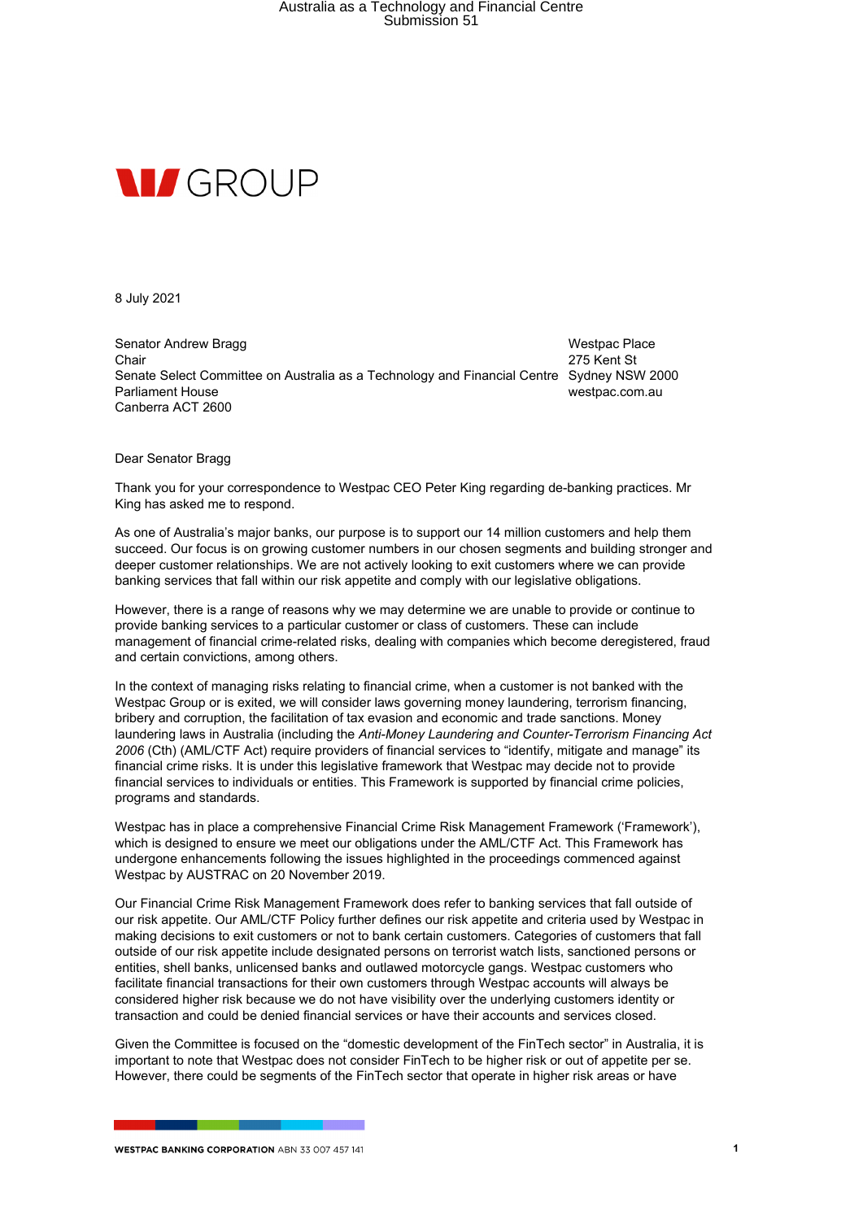Australia as a Technology and Financial Centre
Submission 51

W GROUP

8 July 2021

Senator Andrew Bragg
Chair
Senate Select Committee on Australia as a Technology and Financial Centre
Parliament House
Canberra ACT 2600

Westpac Place
275 Kent St
Sydney NSW 2000
westpac.com.au

Dear Senator Bragg

Thank you for your correspondence to Westpac CEO Peter King regarding de-banking practices. Mr King has asked me to respond.

As one of Australia's major banks, our purpose is to support our 14 million customers and help them succeed. Our focus is on growing customer numbers in our chosen segments and building stronger and deeper customer relationships. We are not actively looking to exit customers where we can provide banking services that fall within our risk appetite and comply with our legislative obligations.

However, there is a range of reasons why we may determine we are unable to provide or continue to provide banking services to a particular customer or class of customers. These can include management of financial crime-related risks, dealing with companies which become deregistered, fraud and certain convictions, among others.

In the context of managing risks relating to financial crime, when a customer is not banked with the Westpac Group or is exited, we will consider laws governing money laundering, terrorism financing, bribery and corruption, the facilitation of tax evasion and economic and trade sanctions. Money laundering laws in Australia (including the *Anti-Money Laundering and Counter-Terrorism Financing Act 2006* (Cth) (AML/CTF Act) require providers of financial services to "identify, mitigate and manage" its financial crime risks. It is under this legislative framework that Westpac may decide not to provide financial services to individuals or entities. This Framework is supported by financial crime policies, programs and standards.

Westpac has in place a comprehensive Financial Crime Risk Management Framework ('Framework'), which is designed to ensure we meet our obligations under the AML/CTF Act. This Framework has undergone enhancements following the issues highlighted in the proceedings commenced against Westpac by AUSTRAC on 20 November 2019.

Our Financial Crime Risk Management Framework does refer to banking services that fall outside of our risk appetite. Our AML/CTF Policy further defines our risk appetite and criteria used by Westpac in making decisions to exit customers or not to bank certain customers. Categories of customers that fall outside of our risk appetite include designated persons on terrorist watch lists, sanctioned persons or entities, shell banks, unlicensed banks and outlawed motorcycle gangs. Westpac customers who facilitate financial transactions for their own customers through Westpac accounts will always be considered higher risk because we do not have visibility over the underlying customers identity or transaction and could be denied financial services or have their accounts and services closed.

Given the Committee is focused on the "domestic development of the FinTech sector" in Australia, it is important to note that Westpac does not consider FinTech to be higher risk or out of appetite per se. However, there could be segments of the FinTech sector that operate in higher risk areas or have

WESTPAC BANKING CORPORATION ABN 33 007 457 141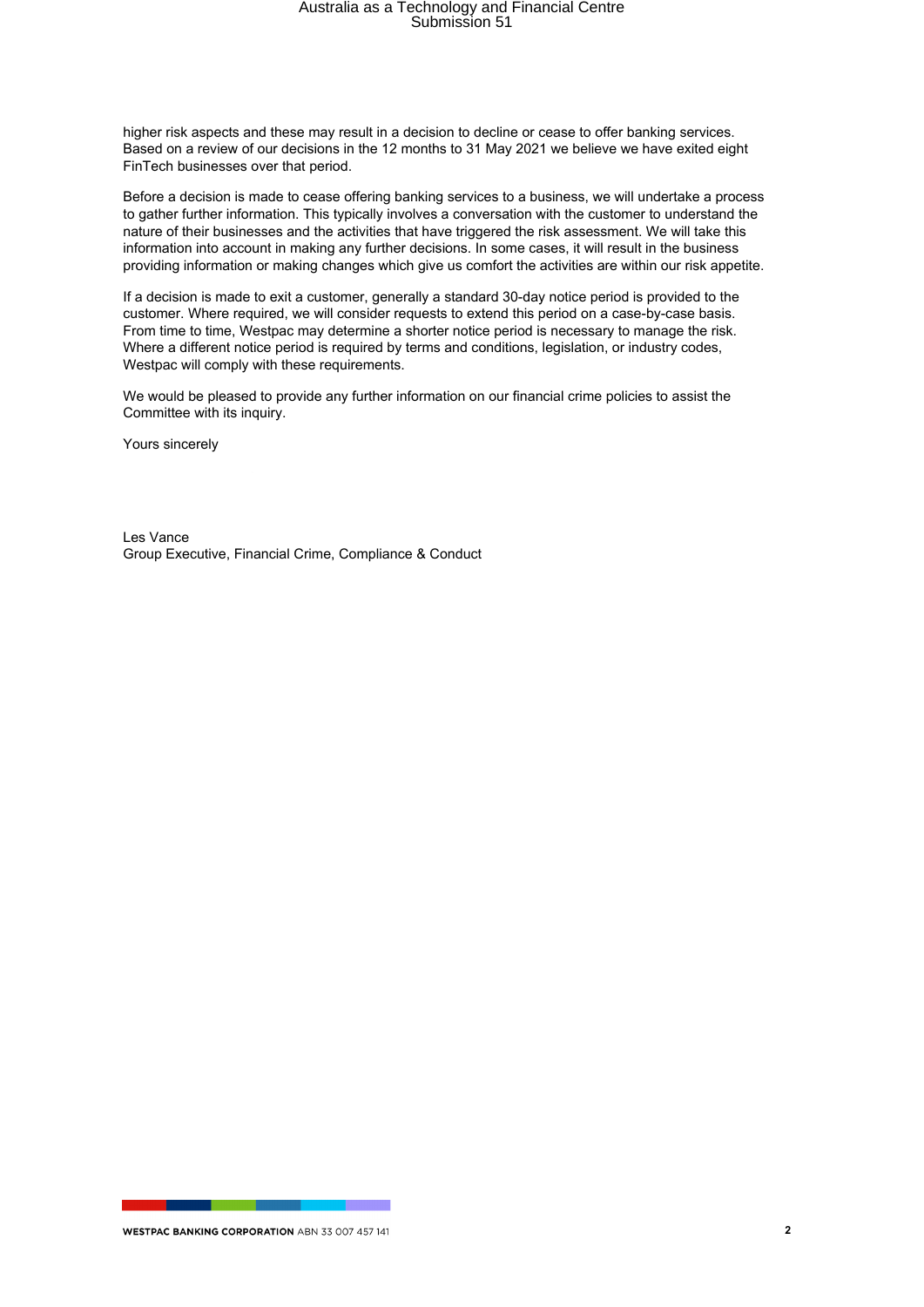higher risk aspects and these may result in a decision to decline or cease to offer banking services. Based on a review of our decisions in the 12 months to 31 May 2021 we believe we have exited eight FinTech businesses over that period.

Before a decision is made to cease offering banking services to a business, we will undertake a process to gather further information. This typically involves a conversation with the customer to understand the nature of their businesses and the activities that have triggered the risk assessment. We will take this information into account in making any further decisions. In some cases, it will result in the business providing information or making changes which give us comfort the activities are within our risk appetite.

If a decision is made to exit a customer, generally a standard 30-day notice period is provided to the customer. Where required, we will consider requests to extend this period on a case-by-case basis. From time to time, Westpac may determine a shorter notice period is necessary to manage the risk. Where a different notice period is required by terms and conditions, legislation, or industry codes, Westpac will comply with these requirements.

We would be pleased to provide any further information on our financial crime policies to assist the Committee with its inquiry.

Yours sincerely

Les Vance
Group Executive, Financial Crime, Compliance & Conduct